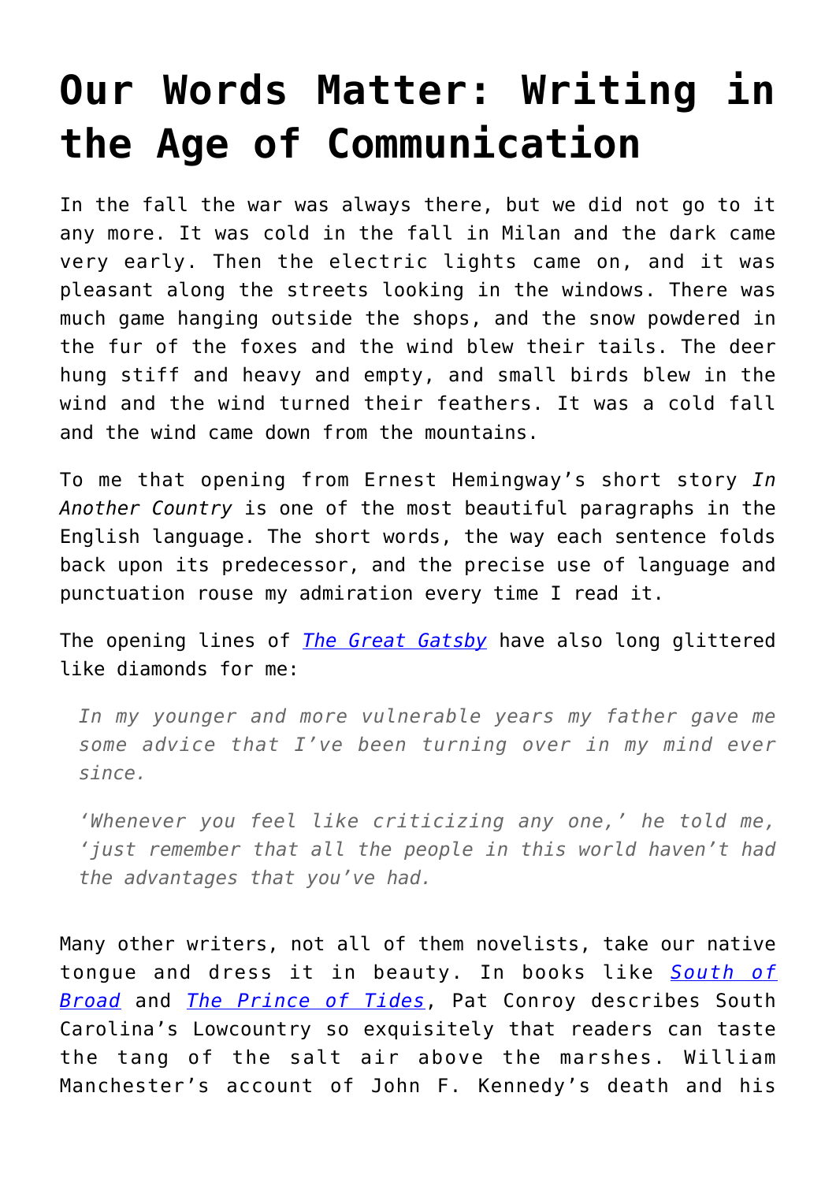# Our Words Matter: Writing in the Age of Communication

In the fall the war was always there, but we did not go to it any more. It was cold in the fall in Milan and the dark came very early. Then the electric lights came on, and it was pleasant along the streets looking in the windows. There was much game hanging outside the shops, and the snow powdered in the fur of the foxes and the wind blew their tails. The deer hung stiff and heavy and empty, and small birds blew in the wind and the wind turned their feathers. It was a cold fall and the wind came down from the mountains.

To me that opening from Ernest Hemingway's short story *In Another Country* is one of the most beautiful paragraphs in the English language. The short words, the way each sentence folds back upon its predecessor, and the precise use of language and punctuation rouse my admiration every time I read it.

The opening lines of *The Great Gatsby* have also long glittered like diamonds for me:

> *In my younger and more vulnerable years my father gave me some advice that I've been turning over in my mind ever since.*
>
> *'Whenever you feel like criticizing any one,' he told me, 'just remember that all the people in this world haven't had the advantages that you've had.*

Many other writers, not all of them novelists, take our native tongue and dress it in beauty. In books like *South of Broad* and *The Prince of Tides*, Pat Conroy describes South Carolina's Lowcountry so exquisitely that readers can taste the tang of the salt air above the marshes. William Manchester's account of John F. Kennedy's death and his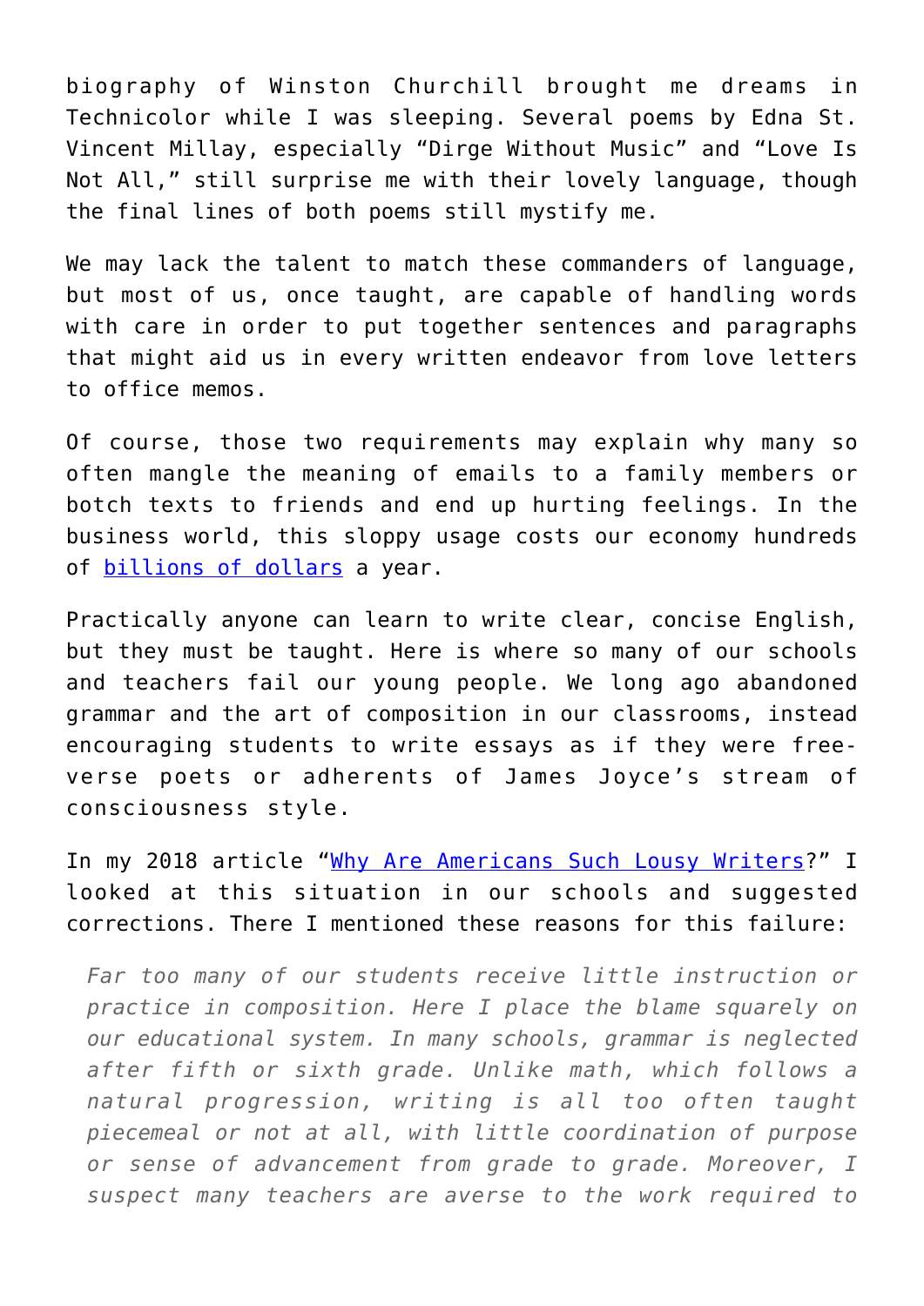biography of Winston Churchill brought me dreams in Technicolor while I was sleeping. Several poems by Edna St. Vincent Millay, especially “Dirge Without Music” and “Love Is Not All,” still surprise me with their lovely language, though the final lines of both poems still mystify me.

We may lack the talent to match these commanders of language, but most of us, once taught, are capable of handling words with care in order to put together sentences and paragraphs that might aid us in every written endeavor from love letters to office memos.

Of course, those two requirements may explain why many so often mangle the meaning of emails to a family members or botch texts to friends and end up hurting feelings. In the business world, this sloppy usage costs our economy hundreds of billions of dollars a year.

Practically anyone can learn to write clear, concise English, but they must be taught. Here is where so many of our schools and teachers fail our young people. We long ago abandoned grammar and the art of composition in our classrooms, instead encouraging students to write essays as if they were free-verse poets or adherents of James Joyce’s stream of consciousness style.

In my 2018 article “Why Are Americans Such Lousy Writers?” I looked at this situation in our schools and suggested corrections. There I mentioned these reasons for this failure:

> *Far too many of our students receive little instruction or practice in composition. Here I place the blame squarely on our educational system. In many schools, grammar is neglected after fifth or sixth grade. Unlike math, which follows a natural progression, writing is all too often taught piecemeal or not at all, with little coordination of purpose or sense of advancement from grade to grade. Moreover, I suspect many teachers are averse to the work required to*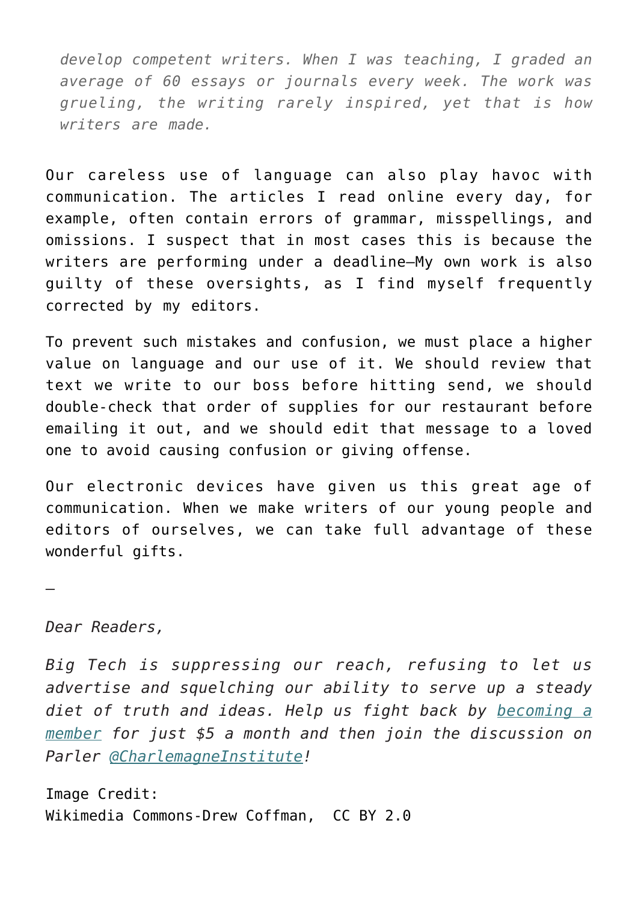> *develop competent writers. When I was teaching, I graded an average of 60 essays or journals every week. The work was grueling, the writing rarely inspired, yet that is how writers are made.*

Our careless use of language can also play havoc with communication. The articles I read online every day, for example, often contain errors of grammar, misspellings, and omissions. I suspect that in most cases this is because the writers are performing under a deadline—My own work is also guilty of these oversights, as I find myself frequently corrected by my editors.

To prevent such mistakes and confusion, we must place a higher value on language and our use of it. We should review that text we write to our boss before hitting send, we should double-check that order of supplies for our restaurant before emailing it out, and we should edit that message to a loved one to avoid causing confusion or giving offense.

Our electronic devices have given us this great age of communication. When we make writers of our young people and editors of ourselves, we can take full advantage of these wonderful gifts.

—

*Dear Readers,*

*Big Tech is suppressing our reach, refusing to let us advertise and squelching our ability to serve up a steady diet of truth and ideas. Help us fight back by [becoming a member] for just $5 a month and then join the discussion on Parler [@CharlemagneInstitute]!*

Image Credit:
Wikimedia Commons-Drew Coffman, CC BY 2.0